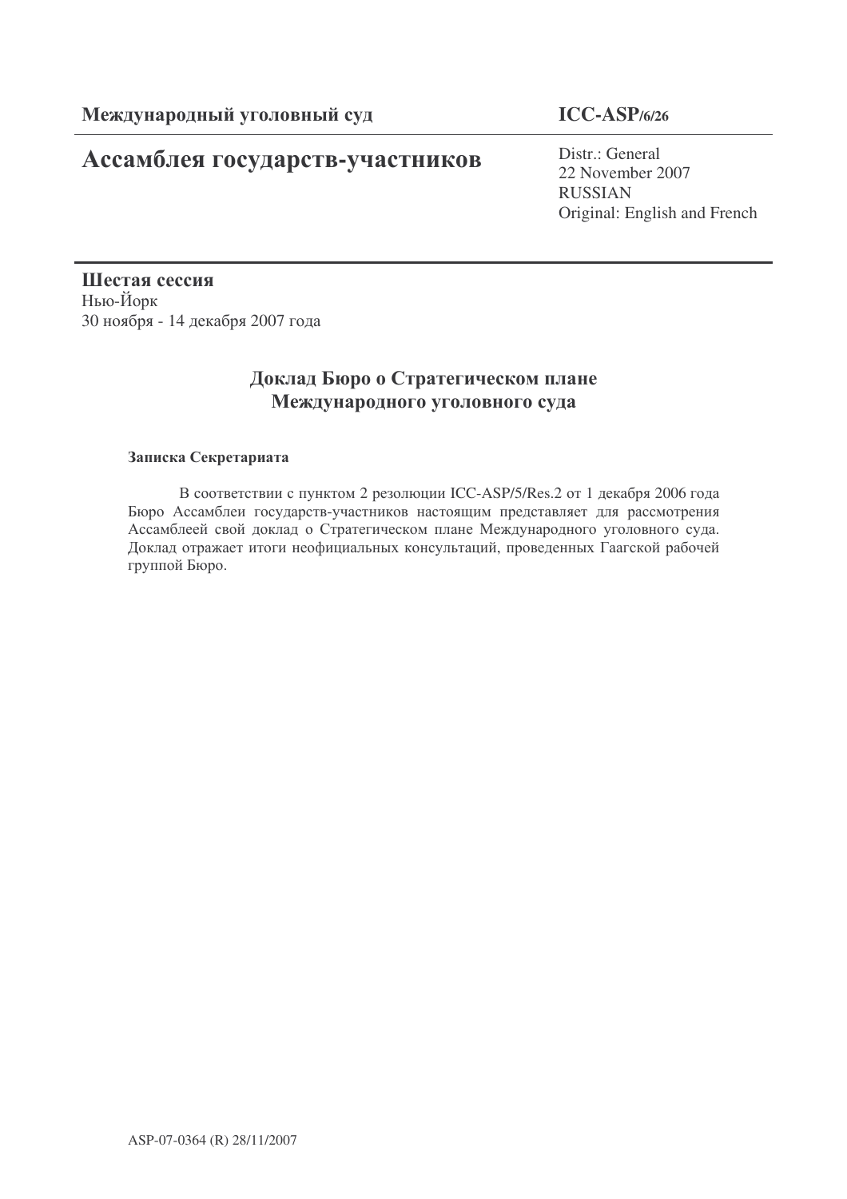**Международный уголовный суд** | **ICC-ASP/6/26**

# Ассамблея государств-участников

Distr.: General
22 November 2007
RUSSIAN
Original: English and French

**Шестая сессия**
Нью-Йорк
30 ноября - 14 декабря 2007 года

## Доклад Бюро о Стратегическом плане Международного уголовного суда

**Записка Секретариата**

В соответствии с пунктом 2 резолюции ICC-ASP/5/Res.2 от 1 декабря 2006 года Бюро Ассамблеи государств-участников настоящим представляет для рассмотрения Ассамблеей свой доклад о Стратегическом плане Международного уголовного суда. Доклад отражает итоги неофициальных консультаций, проведенных Гаагской рабочей группой Бюро.

ASP-07-0364 (R) 28/11/2007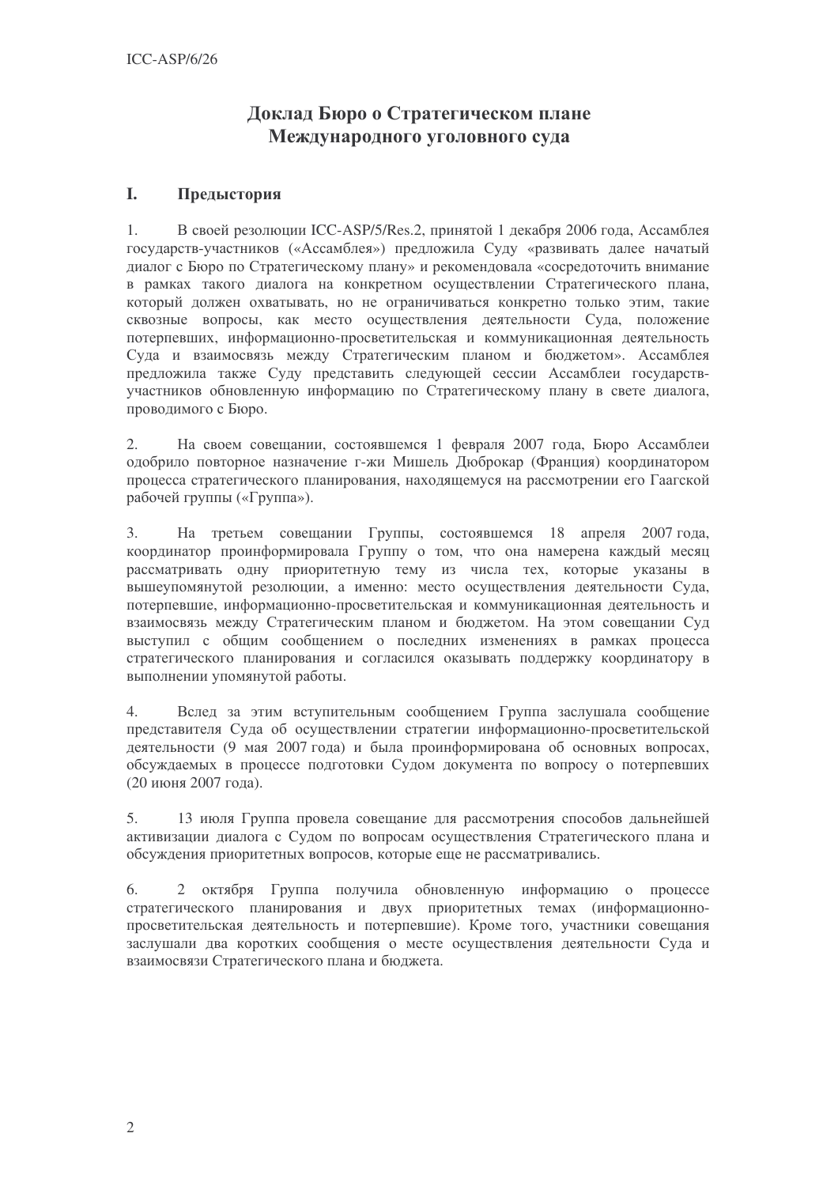# Доклад Бюро о Стратегическом плане Международного уголовного суда

## I. Предыстория

1. В своей резолюции ICC-ASP/5/Res.2, принятой 1 декабря 2006 года, Ассамблея государств-участников («Ассамблея») предложила Суду «развивать далее начатый диалог с Бюро по Стратегическому плану» и рекомендовала «сосредоточить внимание в рамках такого диалога на конкретном осуществлении Стратегического плана, который должен охватывать, но не ограничиваться конкретно только этим, такие сквозные вопросы, как место осуществления деятельности Суда, положение потерпевших, информационно-просветительская и коммуникационная деятельность Суда и взаимосвязь между Стратегическим планом и бюджетом». Ассамблея предложила также Суду представить следующей сессии Ассамблеи государств-участников обновленную информацию по Стратегическому плану в свете диалога, проводимого с Бюро.

2. На своем совещании, состоявшемся 1 февраля 2007 года, Бюро Ассамблеи одобрило повторное назначение г-жи Мишель Дюброкар (Франция) координатором процесса стратегического планирования, находящемуся на рассмотрении его Гаагской рабочей группы («Группа»).

3. На третьем совещании Группы, состоявшемся 18 апреля 2007 года, координатор проинформировала Группу о том, что она намерена каждый месяц рассматривать одну приоритетную тему из числа тех, которые указаны в вышеупомянутой резолюции, а именно: место осуществления деятельности Суда, потерпевшие, информационно-просветительская и коммуникационная деятельность и взаимосвязь между Стратегическим планом и бюджетом. На этом совещании Суд выступил с общим сообщением о последних изменениях в рамках процесса стратегического планирования и согласился оказывать поддержку координатору в выполнении упомянутой работы.

4. Вслед за этим вступительным сообщением Группа заслушала сообщение представителя Суда об осуществлении стратегии информационно-просветительской деятельности (9 мая 2007 года) и была проинформирована об основных вопросах, обсуждаемых в процессе подготовки Судом документа по вопросу о потерпевших (20 июня 2007 года).

5. 13 июля Группа провела совещание для рассмотрения способов дальнейшей активизации диалога с Судом по вопросам осуществления Стратегического плана и обсуждения приоритетных вопросов, которые еще не рассматривались.

6. 2 октября Группа получила обновленную информацию о процессе стратегического планирования и двух приоритетных темах (информационно-просветительская деятельность и потерпевшие). Кроме того, участники совещания заслушали два коротких сообщения о месте осуществления деятельности Суда и взаимосвязи Стратегического плана и бюджета.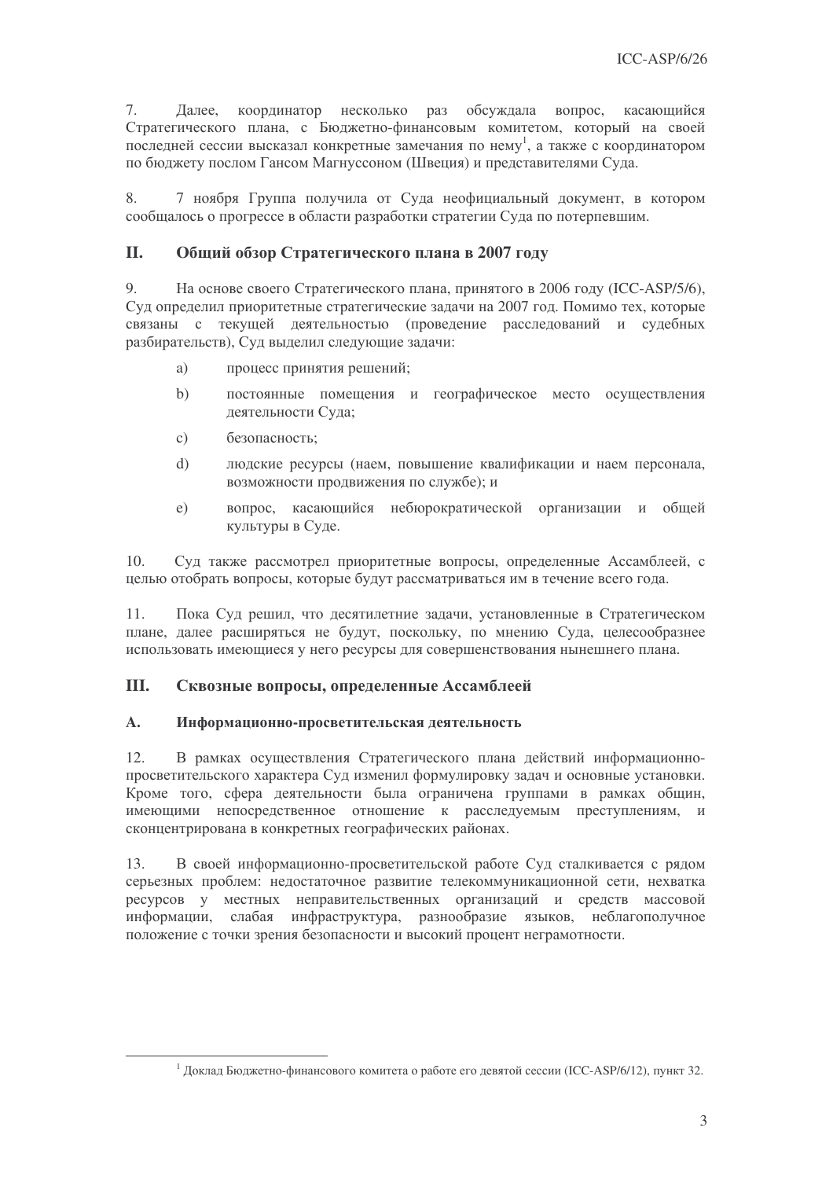7. Далее, координатор несколько раз обсуждала вопрос, касающийся Стратегического плана, с Бюджетно-финансовым комитетом, который на своей последней сессии высказал конкретные замечания по нему[1], а также с координатором по бюджету послом Гансом Магнуссоном (Швеция) и представителями Суда.

8. 7 ноября Группа получила от Суда неофициальный документ, в котором сообщалось о прогрессе в области разработки стратегии Суда по потерпевшим.

## II. Общий обзор Стратегического плана в 2007 году

9. На основе своего Стратегического плана, принятого в 2006 году (ICC-ASP/5/6), Суд определил приоритетные стратегические задачи на 2007 год. Помимо тех, которые связаны с текущей деятельностью (проведение расследований и судебных разбирательств), Суд выделил следующие задачи:

a) процесс принятия решений;

b) постоянные помещения и географическое место осуществления деятельности Суда;

c) безопасность;

d) людские ресурсы (наем, повышение квалификации и наем персонала, возможности продвижения по службе); и

e) вопрос, касающийся небюрократической организации и общей культуры в Суде.

10. Суд также рассмотрел приоритетные вопросы, определенные Ассамблеей, с целью отобрать вопросы, которые будут рассматриваться им в течение всего года.

11. Пока Суд решил, что десятилетние задачи, установленные в Стратегическом плане, далее расширяться не будут, поскольку, по мнению Суда, целесообразнее использовать имеющиеся у него ресурсы для совершенствования нынешнего плана.

## III. Сквозные вопросы, определенные Ассамблеей

### A. Информационно-просветительская деятельность

12. В рамках осуществления Стратегического плана действий информационно-просветительского характера Суд изменил формулировку задач и основные установки. Кроме того, сфера деятельности была ограничена группами в рамках общин, имеющими непосредственное отношение к расследуемым преступлениям, и сконцентрирована в конкретных географических районах.

13. В своей информационно-просветительской работе Суд сталкивается с рядом серьезных проблем: недостаточное развитие телекоммуникационной сети, нехватка ресурсов у местных неправительственных организаций и средств массовой информации, слабая инфраструктура, разнообразие языков, неблагополучное положение с точки зрения безопасности и высокий процент неграмотности.

---

[1] Доклад Бюджетно-финансового комитета о работе его девятой сессии (ICC-ASP/6/12), пункт 32.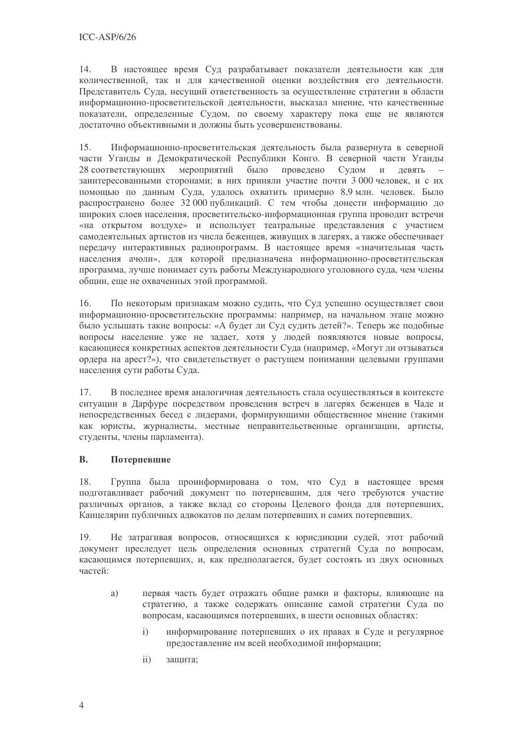14. В настоящее время Суд разрабатывает показатели деятельности как для количественной, так и для качественной оценки воздействия его деятельности. Представитель Суда, несущий ответственность за осуществление стратегии в области информационно-просветительской деятельности, высказал мнение, что качественные показатели, определенные Судом, по своему характеру пока еще не являются достаточно объективными и должны быть усовершенствованы.

15. Информационно-просветительская деятельность была развернута в северной части Уганды и Демократической Республики Конго. В северной части Уганды 28 соответствующих мероприятий было проведено Судом и девять – заинтересованными сторонами; в них приняли участие почти 3 000 человек, и с их помощью по данным Суда, удалось охватить примерно 8,9 млн. человек. Было распространено более 32 000 публикаций. С тем чтобы донести информацию до широких слоев населения, просветительско-информационная группа проводит встречи «на открытом воздухе» и использует театральные представления с участием самодеятельных артистов из числа беженцев, живущих в лагерях, а также обеспечивает передачу интерактивных радиопрограмм. В настоящее время «значительная часть населения ачоли», для которой предназначена информационно-просветительская программа, лучше понимает суть работы Международного уголовного суда, чем члены общин, еще не охваченных этой программой.

16. По некоторым признакам можно судить, что Суд успешно осуществляет свои информационно-просветительские программы: например, на начальном этапе можно было услышать такие вопросы: «А будет ли Суд судить детей?». Теперь же подобные вопросы население уже не задает, хотя у людей появляются новые вопросы, касающиеся конкретных аспектов деятельности Суда (например, «Могут ли отзываться ордера на арест?»), что свидетельствует о растущем понимании целевыми группами населения сути работы Суда.

17. В последнее время аналогичная деятельность стала осуществляться в контексте ситуации в Дарфуре посредством проведения встреч в лагерях беженцев в Чаде и непосредственных бесед с лидерами, формирующими общественное мнение (такими как юристы, журналисты, местные неправительственные организации, артисты, студенты, члены парламента).

## B. Потерпевшие

18. Группа была проинформирована о том, что Суд в настоящее время подготавливает рабочий документ по потерпевшим, для чего требуются участие различных органов, а также вклад со стороны Целевого фонда для потерпевших, Канцелярии публичных адвокатов по делам потерпевших и самих потерпевших.

19. Не затрагивая вопросов, относящихся к юрисдикции судей, этот рабочий документ преследует цель определения основных стратегий Суда по вопросам, касающимся потерпевших, и, как предполагается, будет состоять из двух основных частей:

a) первая часть будет отражать общие рамки и факторы, влияющие на стратегию, а также содержать описание самой стратегии Суда по вопросам, касающимся потерпевших, в шести основных областях:

   i) информирование потерпевших о их правах в Суде и регулярное предоставление им всей необходимой информации;

   ii) защита;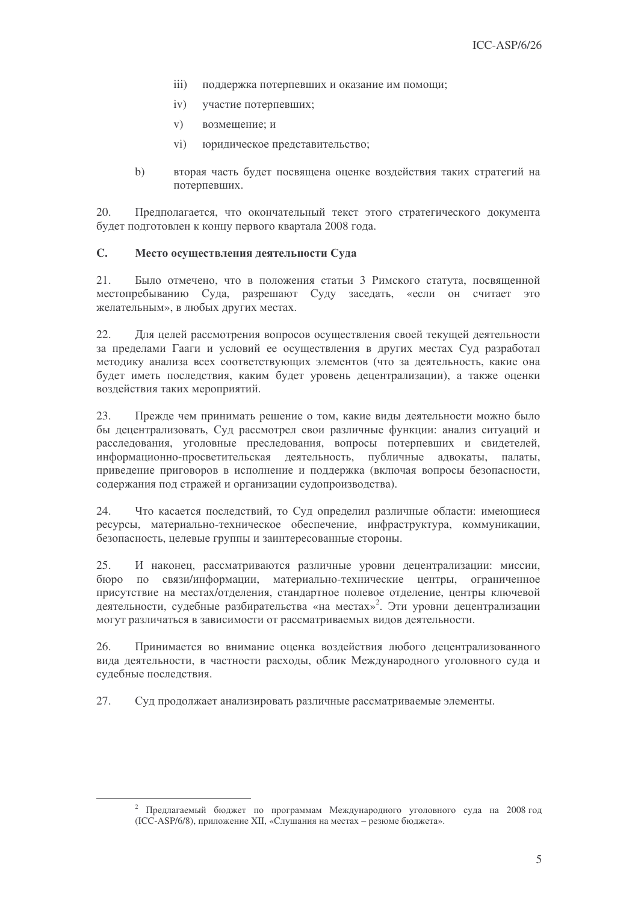iii) поддержка потерпевших и оказание им помощи;

iv) участие потерпевших;

v) возмещение; и

vi) юридическое представительство;

b) вторая часть будет посвящена оценке воздействия таких стратегий на потерпевших.

20. Предполагается, что окончательный текст этого стратегического документа будет подготовлен к концу первого квартала 2008 года.

### C. Место осуществления деятельности Суда

21. Было отмечено, что в положения статьи 3 Римского статута, посвященной местопребыванию Суда, разрешают Суду заседать, «если он считает это желательным», в любых других местах.

22. Для целей рассмотрения вопросов осуществления своей текущей деятельности за пределами Гааги и условий ее осуществления в других местах Суд разработал методику анализа всех соответствующих элементов (что за деятельность, какие она будет иметь последствия, каким будет уровень децентрализации), а также оценки воздействия таких мероприятий.

23. Прежде чем принимать решение о том, какие виды деятельности можно было бы децентрализовать, Суд рассмотрел свои различные функции: анализ ситуаций и расследования, уголовные преследования, вопросы потерпевших и свидетелей, информационно-просветительская деятельность, публичные адвокаты, палаты, приведение приговоров в исполнение и поддержка (включая вопросы безопасности, содержания под стражей и организации судопроизводства).

24. Что касается последствий, то Суд определил различные области: имеющиеся ресурсы, материально-техническое обеспечение, инфраструктура, коммуникации, безопасность, целевые группы и заинтересованные стороны.

25. И наконец, рассматриваются различные уровни децентрализации: миссии, бюро по связи/информации, материально-технические центры, ограниченное присутствие на местах/отделения, стандартное полевое отделение, центры ключевой деятельности, судебные разбирательства «на местах»[2]. Эти уровни децентрализации могут различаться в зависимости от рассматриваемых видов деятельности.

26. Принимается во внимание оценка воздействия любого децентрализованного вида деятельности, в частности расходы, облик Международного уголовного суда и судебные последствия.

27. Суд продолжает анализировать различные рассматриваемые элементы.

---

[2] Предлагаемый бюджет по программам Международного уголовного суда на 2008 год (ICC-ASP/6/8), приложение XII, «Слушания на местах – резюме бюджета».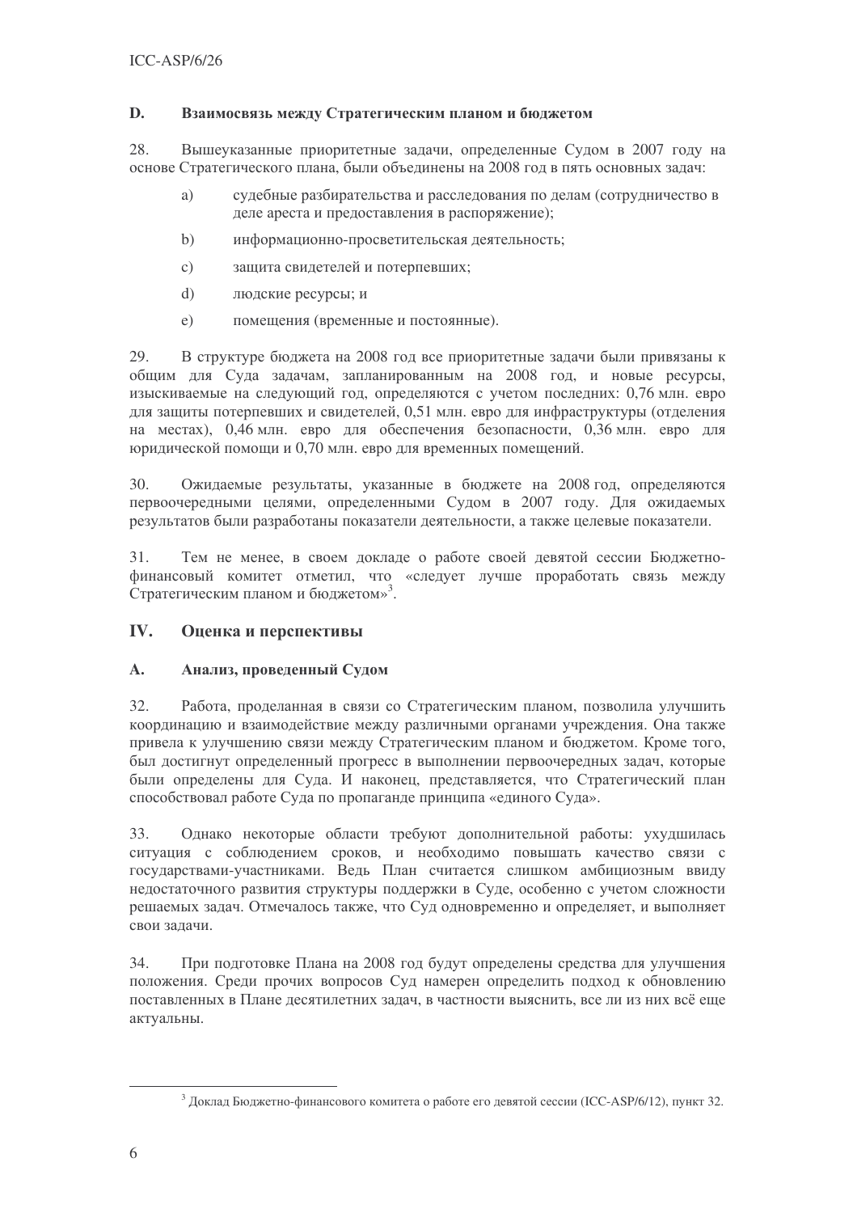### D. Взаимосвязь между Стратегическим планом и бюджетом

28. Вышеуказанные приоритетные задачи, определенные Судом в 2007 году на основе Стратегического плана, были объединены на 2008 год в пять основных задач:

- a) судебные разбирательства и расследования по делам (сотрудничество в деле ареста и предоставления в распоряжение);
- b) информационно-просветительская деятельность;
- c) защита свидетелей и потерпевших;
- d) людские ресурсы; и
- e) помещения (временные и постоянные).

29. В структуре бюджета на 2008 год все приоритетные задачи были привязаны к общим для Суда задачам, запланированным на 2008 год, и новые ресурсы, изыскиваемые на следующий год, определяются с учетом последних: 0,76 млн. евро для защиты потерпевших и свидетелей, 0,51 млн. евро для инфраструктуры (отделения на местах), 0,46 млн. евро для обеспечения безопасности, 0,36 млн. евро для юридической помощи и 0,70 млн. евро для временных помещений.

30. Ожидаемые результаты, указанные в бюджете на 2008 год, определяются первоочередными целями, определенными Судом в 2007 году. Для ожидаемых результатов были разработаны показатели деятельности, а также целевые показатели.

31. Тем не менее, в своем докладе о работе своей девятой сессии Бюджетно-финансовый комитет отметил, что «следует лучше проработать связь между Стратегическим планом и бюджетом»[3].

## IV. Оценка и перспективы

### A. Анализ, проведенный Судом

32. Работа, проделанная в связи со Стратегическим планом, позволила улучшить координацию и взаимодействие между различными органами учреждения. Она также привела к улучшению связи между Стратегическим планом и бюджетом. Кроме того, был достигнут определенный прогресс в выполнении первоочередных задач, которые были определены для Суда. И наконец, представляется, что Стратегический план способствовал работе Суда по пропаганде принципа «единого Суда».

33. Однако некоторые области требуют дополнительной работы: ухудшилась ситуация с соблюдением сроков, и необходимо повышать качество связи с государствами-участниками. Ведь План считается слишком амбициозным ввиду недостаточного развития структуры поддержки в Суде, особенно с учетом сложности решаемых задач. Отмечалось также, что Суд одновременно и определяет, и выполняет свои задачи.

34. При подготовке Плана на 2008 год будут определены средства для улучшения положения. Среди прочих вопросов Суд намерен определить подход к обновлению поставленных в Плане десятилетних задач, в частности выяснить, все ли из них всё еще актуальны.

---

[3] Доклад Бюджетно-финансового комитета о работе его девятой сессии (ICC-ASP/6/12), пункт 32.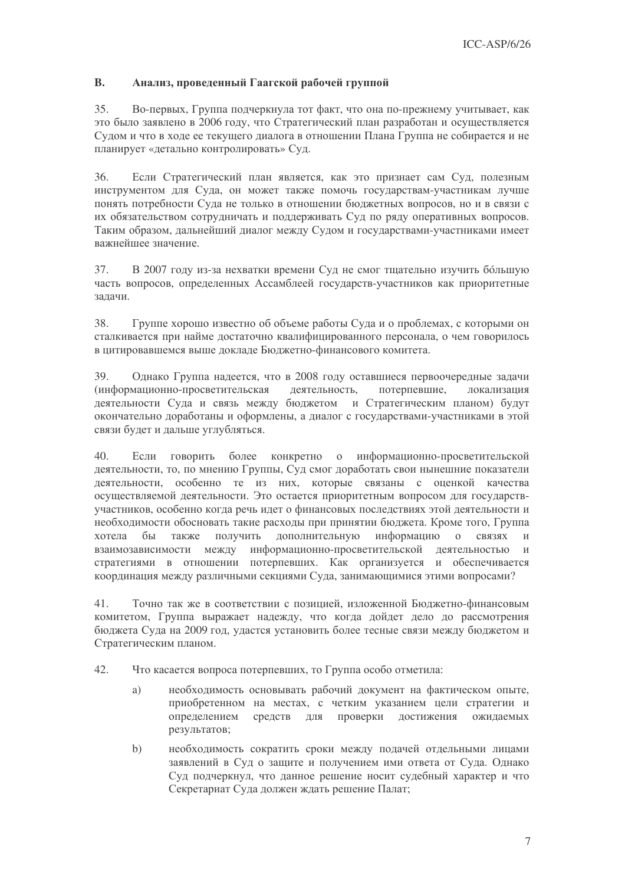## B. Анализ, проведенный Гаагской рабочей группой

35. Во-первых, Группа подчеркнула тот факт, что она по-прежнему учитывает, как это было заявлено в 2006 году, что Стратегический план разработан и осуществляется Судом и что в ходе ее текущего диалога в отношении Плана Группа не собирается и не планирует «детально контролировать» Суд.

36. Если Стратегический план является, как это признает сам Суд, полезным инструментом для Суда, он может также помочь государствам-участникам лучше понять потребности Суда не только в отношении бюджетных вопросов, но и в связи с их обязательством сотрудничать и поддерживать Суд по ряду оперативных вопросов. Таким образом, дальнейший диалог между Судом и государствами-участниками имеет важнейшее значение.

37. В 2007 году из-за нехватки времени Суд не смог тщательно изучить бóльшую часть вопросов, определенных Ассамблеей государств-участников как приоритетные задачи.

38. Группе хорошо известно об объеме работы Суда и о проблемах, с которыми он сталкивается при найме достаточно квалифицированного персонала, о чем говорилось в цитировавшемся выше докладе Бюджетно-финансового комитета.

39. Однако Группа надеется, что в 2008 году оставшиеся первоочередные задачи (информационно-просветительская деятельность, потерпевшие, локализация деятельности Суда и связь между бюджетом и Стратегическим планом) будут окончательно доработаны и оформлены, а диалог с государствами-участниками в этой связи будет и дальше углубляться.

40. Если говорить более конкретно о информационно-просветительской деятельности, то, по мнению Группы, Суд смог доработать свои нынешние показатели деятельности, особенно те из них, которые связаны с оценкой качества осуществляемой деятельности. Это остается приоритетным вопросом для государств-участников, особенно когда речь идет о финансовых последствиях этой деятельности и необходимости обосновать такие расходы при принятии бюджета. Кроме того, Группа хотела бы также получить дополнительную информацию о связях и взаимозависимости между информационно-просветительской деятельностью и стратегиями в отношении потерпевших. Как организуется и обеспечивается координация между различными секциями Суда, занимающимися этими вопросами?

41. Точно так же в соответствии с позицией, изложенной Бюджетно-финансовым комитетом, Группа выражает надежду, что когда дойдет дело до рассмотрения бюджета Суда на 2009 год, удастся установить более тесные связи между бюджетом и Стратегическим планом.

42. Что касается вопроса потерпевших, то Группа особо отметила:

a) необходимость основывать рабочий документ на фактическом опыте, приобретенном на местах, с четким указанием цели стратегии и определением средств для проверки достижения ожидаемых результатов;

b) необходимость сократить сроки между подачей отдельными лицами заявлений в Суд о защите и получением ими ответа от Суда. Однако Суд подчеркнул, что данное решение носит судебный характер и что Секретариат Суда должен ждать решение Палат;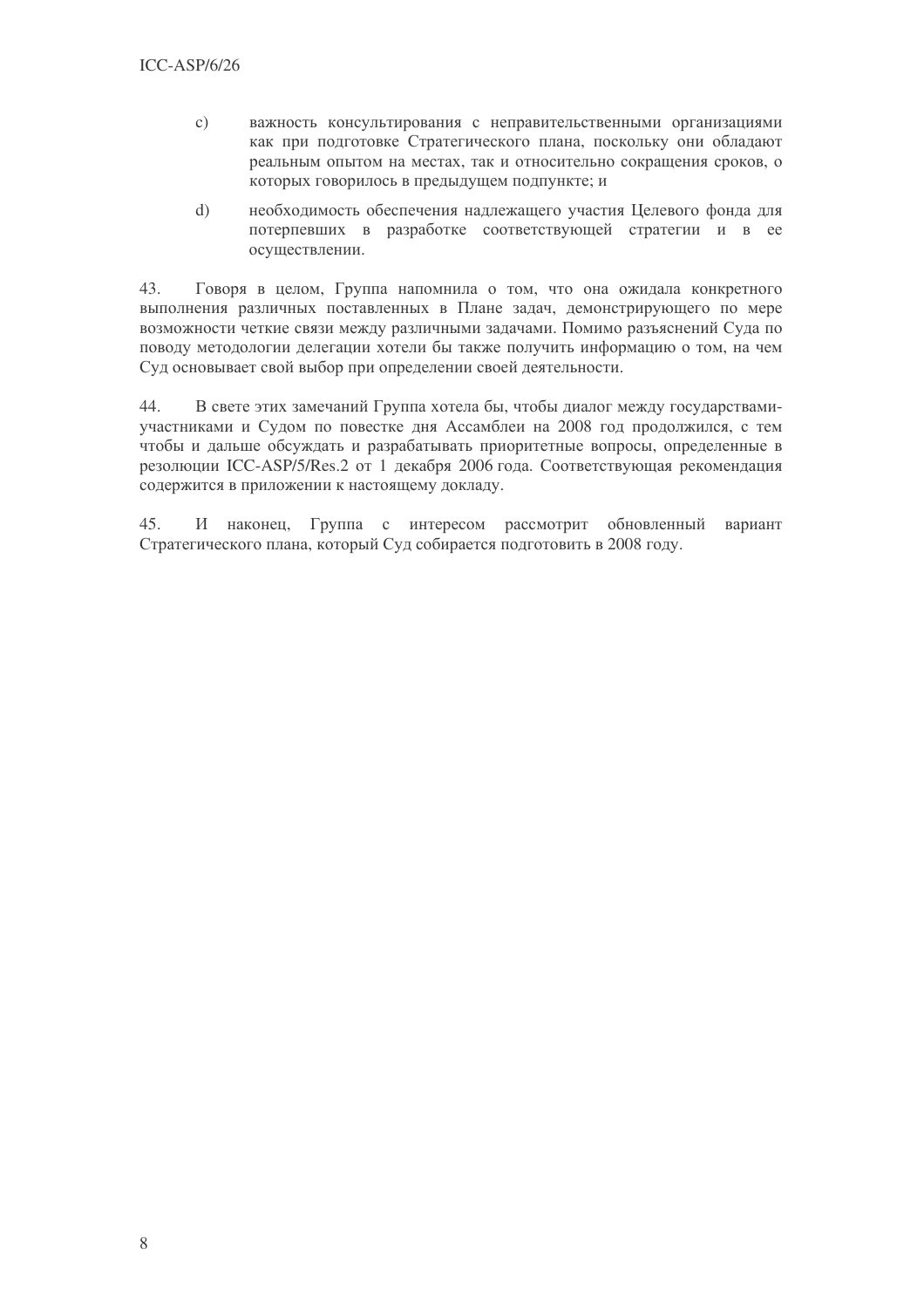c) важность консультирования с неправительственными организациями как при подготовке Стратегического плана, поскольку они обладают реальным опытом на местах, так и относительно сокращения сроков, о которых говорилось в предыдущем подпункте; и

d) необходимость обеспечения надлежащего участия Целевого фонда для потерпевших в разработке соответствующей стратегии и в ее осуществлении.

43. Говоря в целом, Группа напомнила о том, что она ожидала конкретного выполнения различных поставленных в Плане задач, демонстрирующего по мере возможности четкие связи между различными задачами. Помимо разъяснений Суда по поводу методологии делегации хотели бы также получить информацию о том, на чем Суд основывает свой выбор при определении своей деятельности.

44. В свете этих замечаний Группа хотела бы, чтобы диалог между государствами-участниками и Судом по повестке дня Ассамблеи на 2008 год продолжился, с тем чтобы и дальше обсуждать и разрабатывать приоритетные вопросы, определенные в резолюции ICC-ASP/5/Res.2 от 1 декабря 2006 года. Соответствующая рекомендация содержится в приложении к настоящему докладу.

45. И наконец, Группа с интересом рассмотрит обновленный вариант Стратегического плана, который Суд собирается подготовить в 2008 году.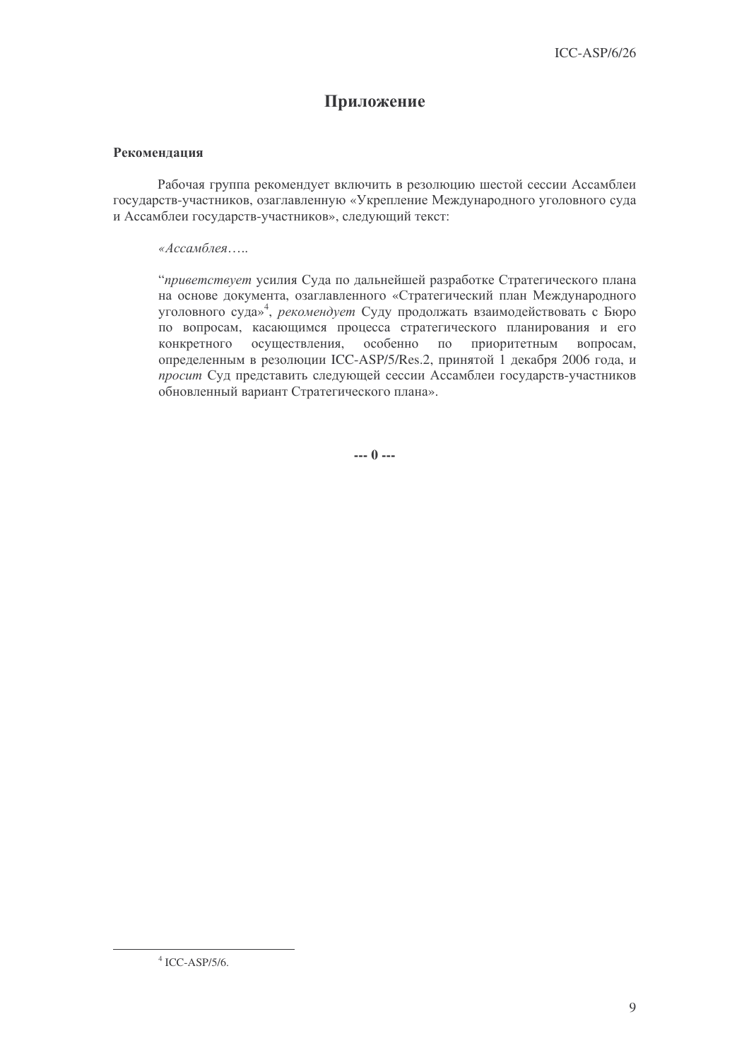# Приложение

**Рекомендация**

Рабочая группа рекомендует включить в резолюцию шестой сессии Ассамблеи государств-участников, озаглавленную «Укрепление Международного уголовного суда и Ассамблеи государств-участников», следующий текст:

> *«Ассамблея…..*
>
> “*приветствует* усилия Суда по дальнейшей разработке Стратегического плана на основе документа, озаглавленного «Стратегический план Международного уголовного суда»[4], *рекомендует* Суду продолжать взаимодействовать с Бюро по вопросам, касающимся процесса стратегического планирования и его конкретного осуществления, особенно по приоритетным вопросам, определенным в резолюции ICC-ASP/5/Res.2, принятой 1 декабря 2006 года, и *просит* Суд представить следующей сессии Ассамблеи государств-участников обновленный вариант Стратегического плана».

--- 0 ---

[4] ICC-ASP/5/6.